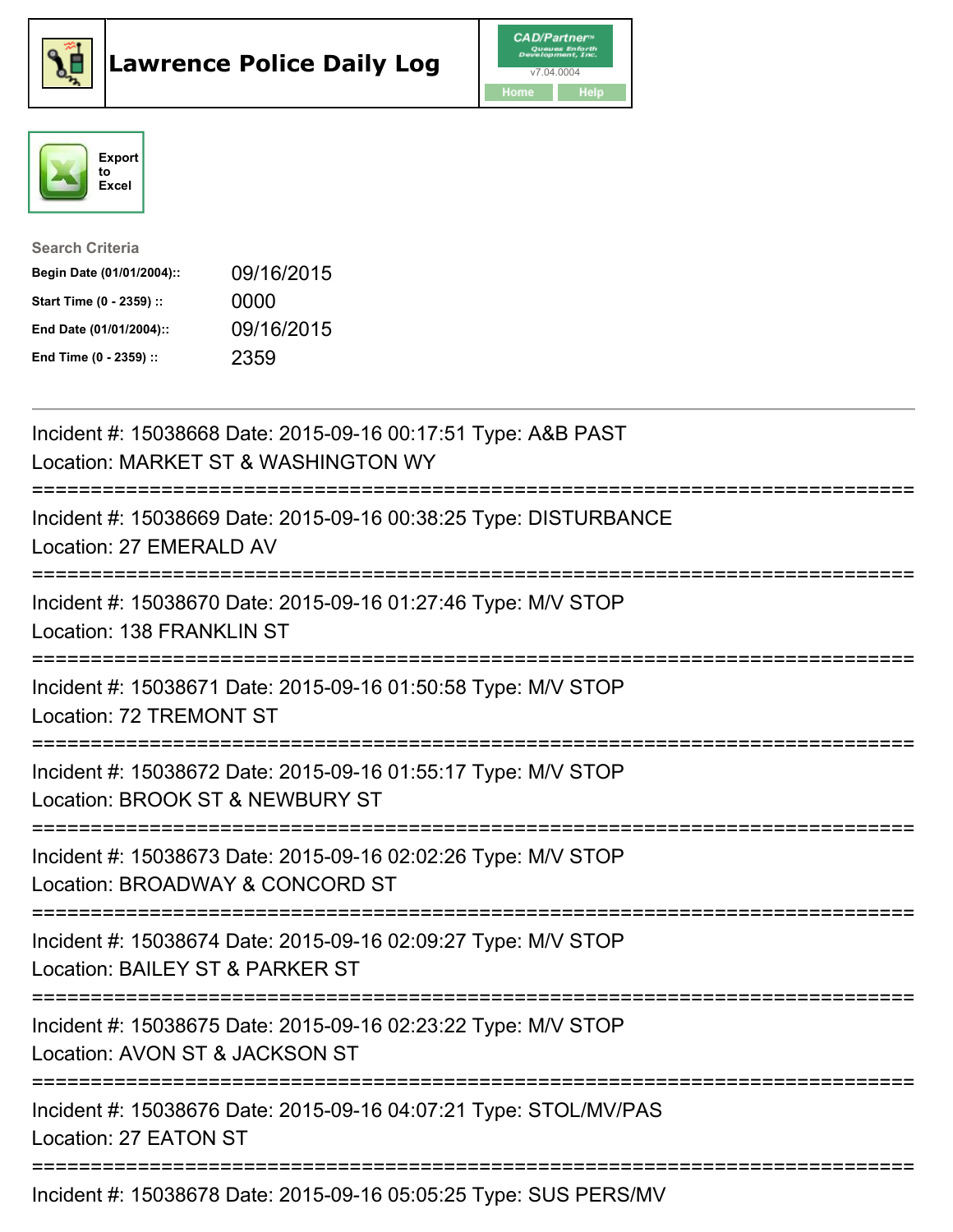# Lawrence Police Daily Log

CAD/Partner™ v7.04.0004

Home | Help

Export to Excel

**Search Criteria**

| | |
|---|---|
| **Begin Date (01/01/2004)::** | 09/16/2015 |
| **Start Time (0 - 2359) ::** | 0000 |
| **End Date (01/01/2004)::** | 09/16/2015 |
| **End Time (0 - 2359) ::** | 2359 |

---

Incident #: 15038668 Date: 2015-09-16 00:17:51 Type: A&B PAST
Location: MARKET ST & WASHINGTON WY

===========================================================================

Incident #: 15038669 Date: 2015-09-16 00:38:25 Type: DISTURBANCE
Location: 27 EMERALD AV

===========================================================================

Incident #: 15038670 Date: 2015-09-16 01:27:46 Type: M/V STOP
Location: 138 FRANKLIN ST

===========================================================================

Incident #: 15038671 Date: 2015-09-16 01:50:58 Type: M/V STOP
Location: 72 TREMONT ST

===========================================================================

Incident #: 15038672 Date: 2015-09-16 01:55:17 Type: M/V STOP
Location: BROOK ST & NEWBURY ST

===========================================================================

Incident #: 15038673 Date: 2015-09-16 02:02:26 Type: M/V STOP
Location: BROADWAY & CONCORD ST

===========================================================================

Incident #: 15038674 Date: 2015-09-16 02:09:27 Type: M/V STOP
Location: BAILEY ST & PARKER ST

===========================================================================

Incident #: 15038675 Date: 2015-09-16 02:23:22 Type: M/V STOP
Location: AVON ST & JACKSON ST

===========================================================================

Incident #: 15038676 Date: 2015-09-16 04:07:21 Type: STOL/MV/PAS
Location: 27 EATON ST

===========================================================================

Incident #: 15038678 Date: 2015-09-16 05:05:25 Type: SUS PERS/MV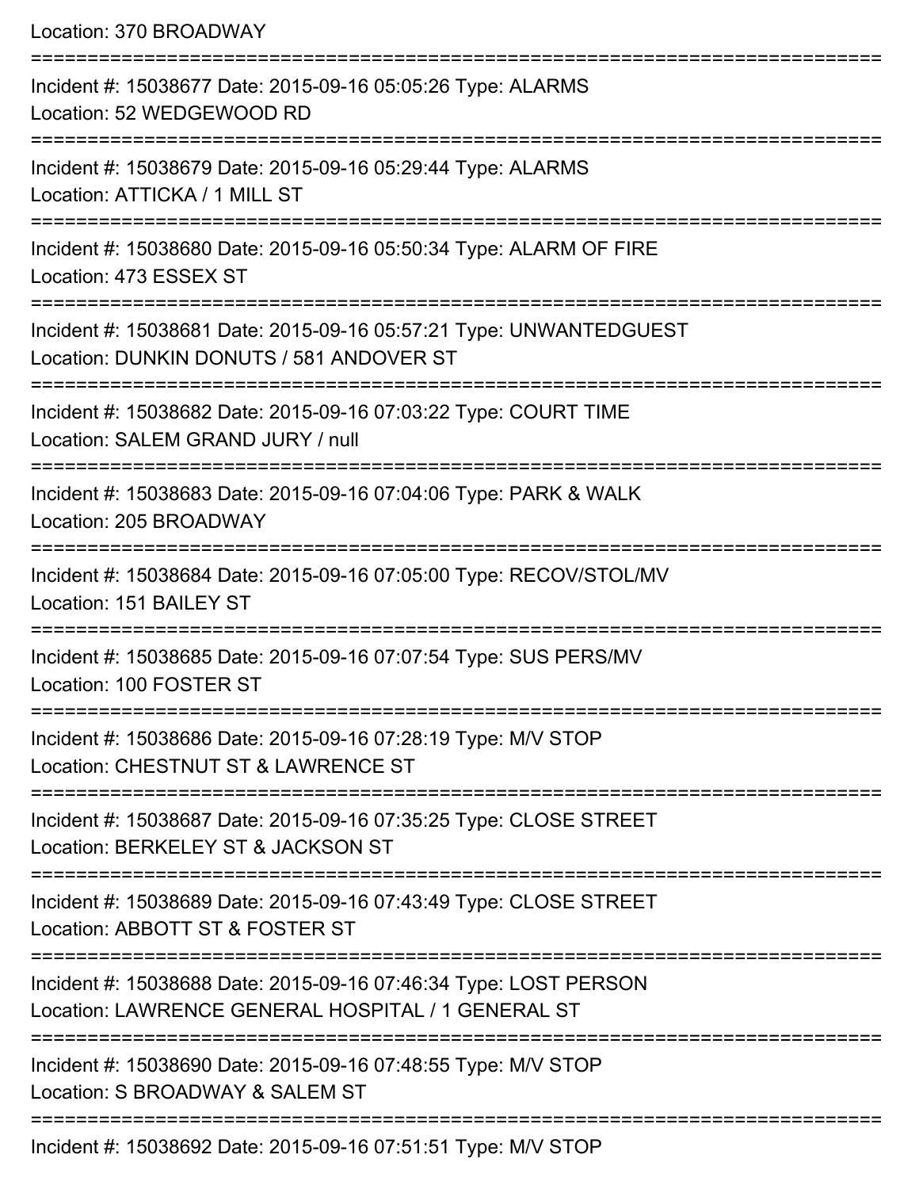Location: 370 BROADWAY

===========================================================================

Incident #: 15038677 Date: 2015-09-16 05:05:26 Type: ALARMS
Location: 52 WEDGEWOOD RD

===========================================================================

Incident #: 15038679 Date: 2015-09-16 05:29:44 Type: ALARMS
Location: ATTICKA / 1 MILL ST

===========================================================================

Incident #: 15038680 Date: 2015-09-16 05:50:34 Type: ALARM OF FIRE
Location: 473 ESSEX ST

===========================================================================

Incident #: 15038681 Date: 2015-09-16 05:57:21 Type: UNWANTEDGUEST
Location: DUNKIN DONUTS / 581 ANDOVER ST

===========================================================================

Incident #: 15038682 Date: 2015-09-16 07:03:22 Type: COURT TIME
Location: SALEM GRAND JURY / null

===========================================================================

Incident #: 15038683 Date: 2015-09-16 07:04:06 Type: PARK & WALK
Location: 205 BROADWAY

===========================================================================

Incident #: 15038684 Date: 2015-09-16 07:05:00 Type: RECOV/STOL/MV
Location: 151 BAILEY ST

===========================================================================

Incident #: 15038685 Date: 2015-09-16 07:07:54 Type: SUS PERS/MV
Location: 100 FOSTER ST

===========================================================================

Incident #: 15038686 Date: 2015-09-16 07:28:19 Type: M/V STOP
Location: CHESTNUT ST & LAWRENCE ST

===========================================================================

Incident #: 15038687 Date: 2015-09-16 07:35:25 Type: CLOSE STREET
Location: BERKELEY ST & JACKSON ST

===========================================================================

Incident #: 15038689 Date: 2015-09-16 07:43:49 Type: CLOSE STREET
Location: ABBOTT ST & FOSTER ST

===========================================================================

Incident #: 15038688 Date: 2015-09-16 07:46:34 Type: LOST PERSON
Location: LAWRENCE GENERAL HOSPITAL / 1 GENERAL ST

===========================================================================

Incident #: 15038690 Date: 2015-09-16 07:48:55 Type: M/V STOP
Location: S BROADWAY & SALEM ST

===========================================================================

Incident #: 15038692 Date: 2015-09-16 07:51:51 Type: M/V STOP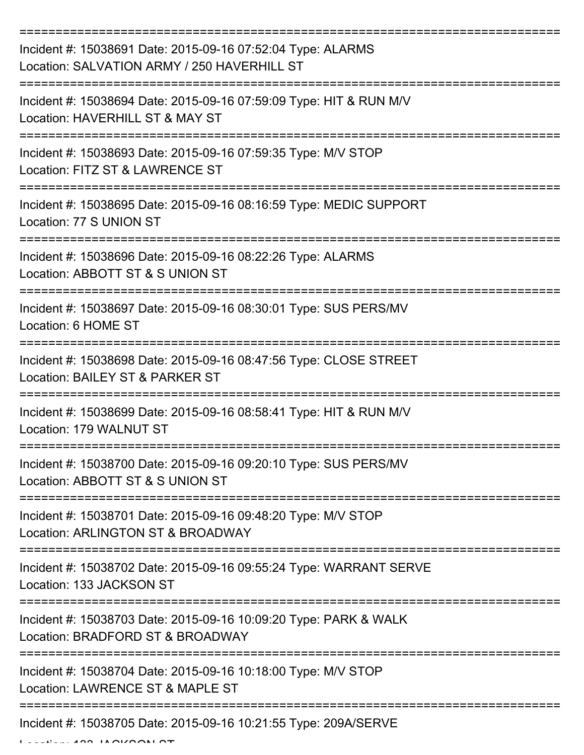===========================================================================

Incident #: 15038691 Date: 2015-09-16 07:52:04 Type: ALARMS
Location: SALVATION ARMY / 250 HAVERHILL ST

===========================================================================

Incident #: 15038694 Date: 2015-09-16 07:59:09 Type: HIT & RUN M/V
Location: HAVERHILL ST & MAY ST

===========================================================================

Incident #: 15038693 Date: 2015-09-16 07:59:35 Type: M/V STOP
Location: FITZ ST & LAWRENCE ST

===========================================================================

Incident #: 15038695 Date: 2015-09-16 08:16:59 Type: MEDIC SUPPORT
Location: 77 S UNION ST

===========================================================================

Incident #: 15038696 Date: 2015-09-16 08:22:26 Type: ALARMS
Location: ABBOTT ST & S UNION ST

===========================================================================

Incident #: 15038697 Date: 2015-09-16 08:30:01 Type: SUS PERS/MV
Location: 6 HOME ST

===========================================================================

Incident #: 15038698 Date: 2015-09-16 08:47:56 Type: CLOSE STREET
Location: BAILEY ST & PARKER ST

===========================================================================

Incident #: 15038699 Date: 2015-09-16 08:58:41 Type: HIT & RUN M/V
Location: 179 WALNUT ST

===========================================================================

Incident #: 15038700 Date: 2015-09-16 09:20:10 Type: SUS PERS/MV
Location: ABBOTT ST & S UNION ST

===========================================================================

Incident #: 15038701 Date: 2015-09-16 09:48:20 Type: M/V STOP
Location: ARLINGTON ST & BROADWAY

===========================================================================

Incident #: 15038702 Date: 2015-09-16 09:55:24 Type: WARRANT SERVE
Location: 133 JACKSON ST

===========================================================================

Incident #: 15038703 Date: 2015-09-16 10:09:20 Type: PARK & WALK
Location: BRADFORD ST & BROADWAY

===========================================================================

Incident #: 15038704 Date: 2015-09-16 10:18:00 Type: M/V STOP
Location: LAWRENCE ST & MAPLE ST

===========================================================================

Incident #: 15038705 Date: 2015-09-16 10:21:55 Type: 209A/SERVE
Location: 133 JACKSON ST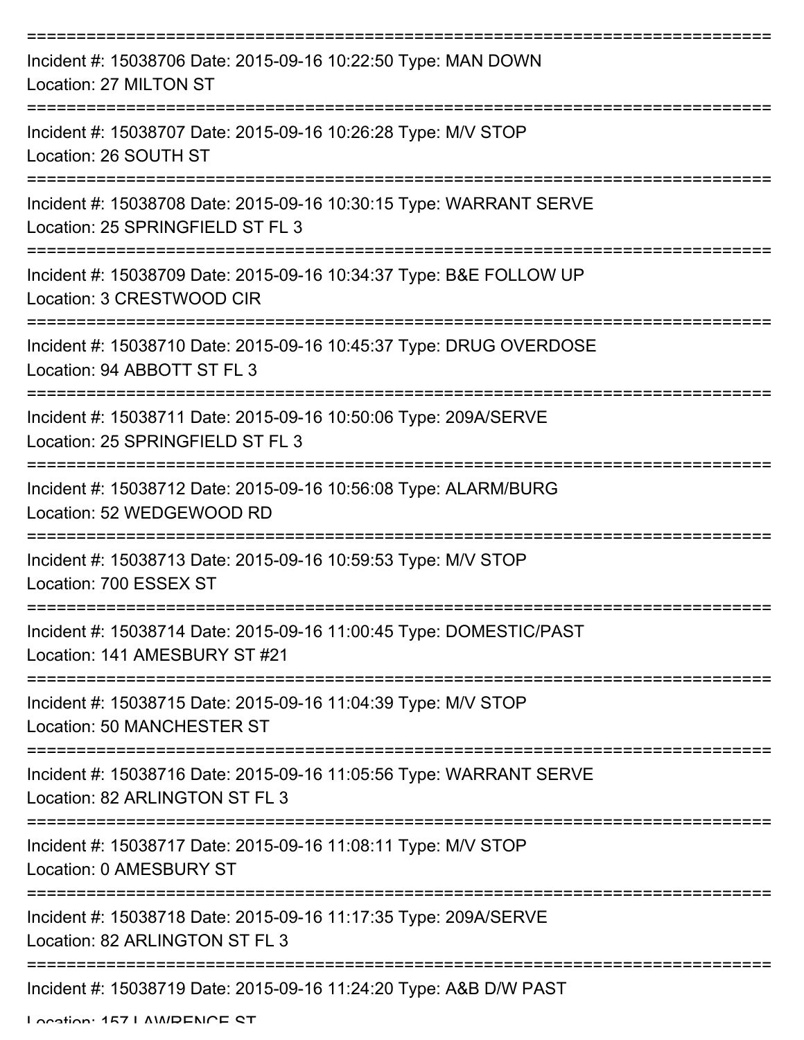===========================================================================

Incident #: 15038706 Date: 2015-09-16 10:22:50 Type: MAN DOWN
Location: 27 MILTON ST

===========================================================================

Incident #: 15038707 Date: 2015-09-16 10:26:28 Type: M/V STOP
Location: 26 SOUTH ST

===========================================================================

Incident #: 15038708 Date: 2015-09-16 10:30:15 Type: WARRANT SERVE
Location: 25 SPRINGFIELD ST FL 3

===========================================================================

Incident #: 15038709 Date: 2015-09-16 10:34:37 Type: B&E FOLLOW UP
Location: 3 CRESTWOOD CIR

===========================================================================

Incident #: 15038710 Date: 2015-09-16 10:45:37 Type: DRUG OVERDOSE
Location: 94 ABBOTT ST FL 3

===========================================================================

Incident #: 15038711 Date: 2015-09-16 10:50:06 Type: 209A/SERVE
Location: 25 SPRINGFIELD ST FL 3

===========================================================================

Incident #: 15038712 Date: 2015-09-16 10:56:08 Type: ALARM/BURG
Location: 52 WEDGEWOOD RD

===========================================================================

Incident #: 15038713 Date: 2015-09-16 10:59:53 Type: M/V STOP
Location: 700 ESSEX ST

===========================================================================

Incident #: 15038714 Date: 2015-09-16 11:00:45 Type: DOMESTIC/PAST
Location: 141 AMESBURY ST #21

===========================================================================

Incident #: 15038715 Date: 2015-09-16 11:04:39 Type: M/V STOP
Location: 50 MANCHESTER ST

===========================================================================

Incident #: 15038716 Date: 2015-09-16 11:05:56 Type: WARRANT SERVE
Location: 82 ARLINGTON ST FL 3

===========================================================================

Incident #: 15038717 Date: 2015-09-16 11:08:11 Type: M/V STOP
Location: 0 AMESBURY ST

===========================================================================

Incident #: 15038718 Date: 2015-09-16 11:17:35 Type: 209A/SERVE
Location: 82 ARLINGTON ST FL 3

===========================================================================

Incident #: 15038719 Date: 2015-09-16 11:24:20 Type: A&B D/W PAST
Location: 157 LAWRENCE ST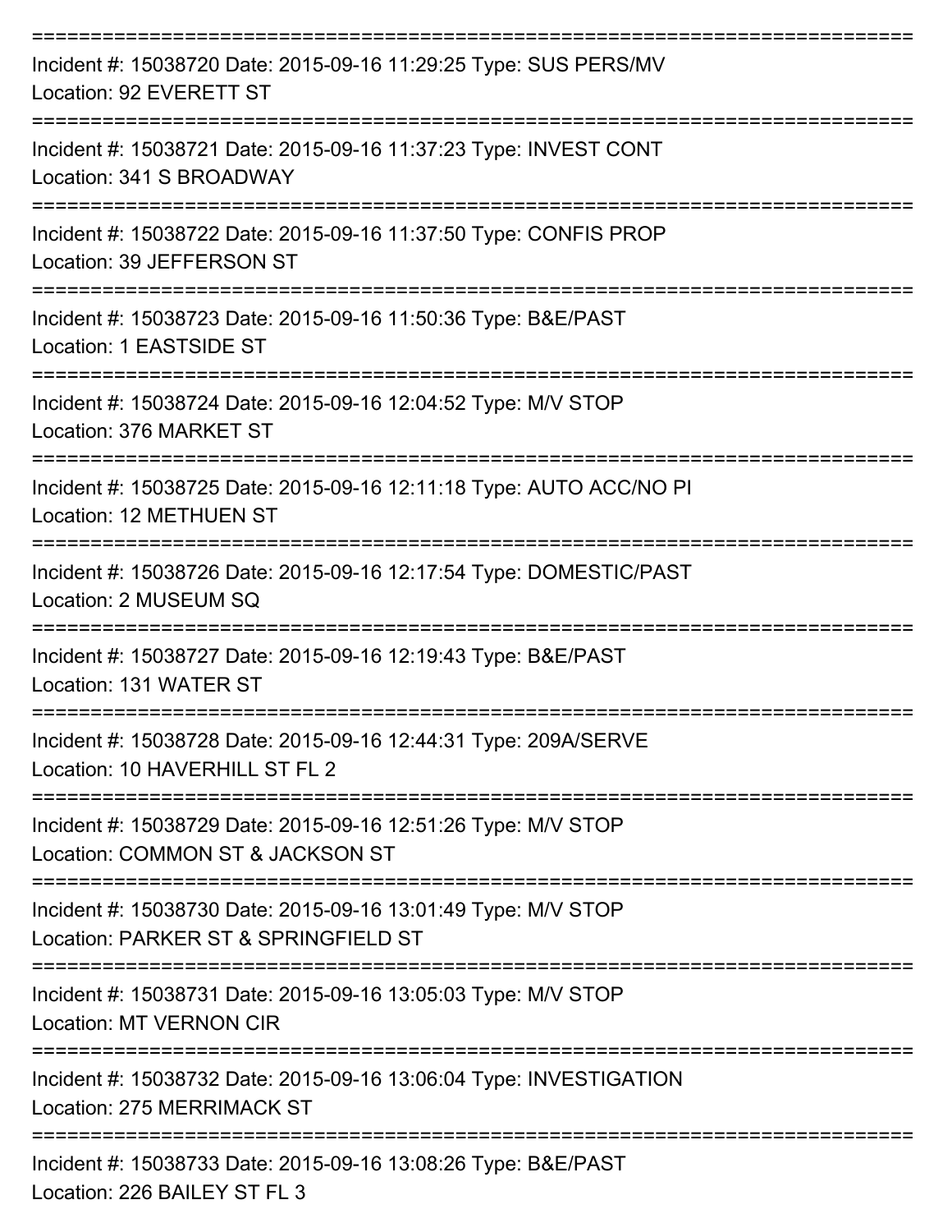===========================================================================

Incident #: 15038720 Date: 2015-09-16 11:29:25 Type: SUS PERS/MV
Location: 92 EVERETT ST

===========================================================================

Incident #: 15038721 Date: 2015-09-16 11:37:23 Type: INVEST CONT
Location: 341 S BROADWAY

===========================================================================

Incident #: 15038722 Date: 2015-09-16 11:37:50 Type: CONFIS PROP
Location: 39 JEFFERSON ST

===========================================================================

Incident #: 15038723 Date: 2015-09-16 11:50:36 Type: B&E/PAST
Location: 1 EASTSIDE ST

===========================================================================

Incident #: 15038724 Date: 2015-09-16 12:04:52 Type: M/V STOP
Location: 376 MARKET ST

===========================================================================

Incident #: 15038725 Date: 2015-09-16 12:11:18 Type: AUTO ACC/NO PI
Location: 12 METHUEN ST

===========================================================================

Incident #: 15038726 Date: 2015-09-16 12:17:54 Type: DOMESTIC/PAST
Location: 2 MUSEUM SQ

===========================================================================

Incident #: 15038727 Date: 2015-09-16 12:19:43 Type: B&E/PAST
Location: 131 WATER ST

===========================================================================

Incident #: 15038728 Date: 2015-09-16 12:44:31 Type: 209A/SERVE
Location: 10 HAVERHILL ST FL 2

===========================================================================

Incident #: 15038729 Date: 2015-09-16 12:51:26 Type: M/V STOP
Location: COMMON ST & JACKSON ST

===========================================================================

Incident #: 15038730 Date: 2015-09-16 13:01:49 Type: M/V STOP
Location: PARKER ST & SPRINGFIELD ST

===========================================================================

Incident #: 15038731 Date: 2015-09-16 13:05:03 Type: M/V STOP
Location: MT VERNON CIR

===========================================================================

Incident #: 15038732 Date: 2015-09-16 13:06:04 Type: INVESTIGATION
Location: 275 MERRIMACK ST

===========================================================================

Incident #: 15038733 Date: 2015-09-16 13:08:26 Type: B&E/PAST
Location: 226 BAILEY ST FL 3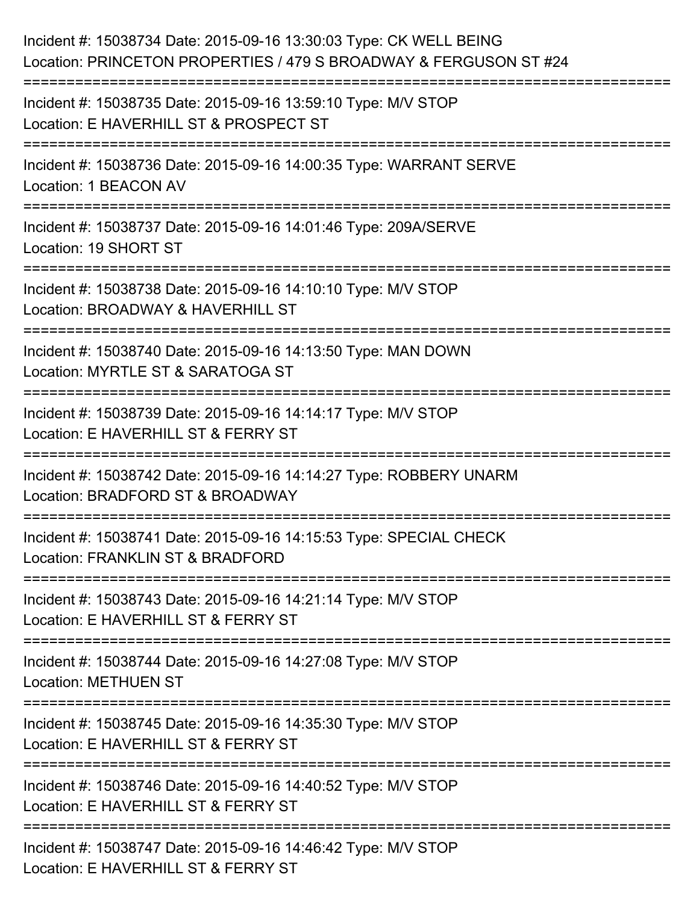Incident #: 15038734 Date: 2015-09-16 13:30:03 Type: CK WELL BEING
Location: PRINCETON PROPERTIES / 479 S BROADWAY & FERGUSON ST #24

===========================================================================

Incident #: 15038735 Date: 2015-09-16 13:59:10 Type: M/V STOP
Location: E HAVERHILL ST & PROSPECT ST

===========================================================================

Incident #: 15038736 Date: 2015-09-16 14:00:35 Type: WARRANT SERVE
Location: 1 BEACON AV

===========================================================================

Incident #: 15038737 Date: 2015-09-16 14:01:46 Type: 209A/SERVE
Location: 19 SHORT ST

===========================================================================

Incident #: 15038738 Date: 2015-09-16 14:10:10 Type: M/V STOP
Location: BROADWAY & HAVERHILL ST

===========================================================================

Incident #: 15038740 Date: 2015-09-16 14:13:50 Type: MAN DOWN
Location: MYRTLE ST & SARATOGA ST

===========================================================================

Incident #: 15038739 Date: 2015-09-16 14:14:17 Type: M/V STOP
Location: E HAVERHILL ST & FERRY ST

===========================================================================

Incident #: 15038742 Date: 2015-09-16 14:14:27 Type: ROBBERY UNARM
Location: BRADFORD ST & BROADWAY

===========================================================================

Incident #: 15038741 Date: 2015-09-16 14:15:53 Type: SPECIAL CHECK
Location: FRANKLIN ST & BRADFORD

===========================================================================

Incident #: 15038743 Date: 2015-09-16 14:21:14 Type: M/V STOP
Location: E HAVERHILL ST & FERRY ST

===========================================================================

Incident #: 15038744 Date: 2015-09-16 14:27:08 Type: M/V STOP
Location: METHUEN ST

===========================================================================

Incident #: 15038745 Date: 2015-09-16 14:35:30 Type: M/V STOP
Location: E HAVERHILL ST & FERRY ST

===========================================================================

Incident #: 15038746 Date: 2015-09-16 14:40:52 Type: M/V STOP
Location: E HAVERHILL ST & FERRY ST

===========================================================================

Incident #: 15038747 Date: 2015-09-16 14:46:42 Type: M/V STOP
Location: E HAVERHILL ST & FERRY ST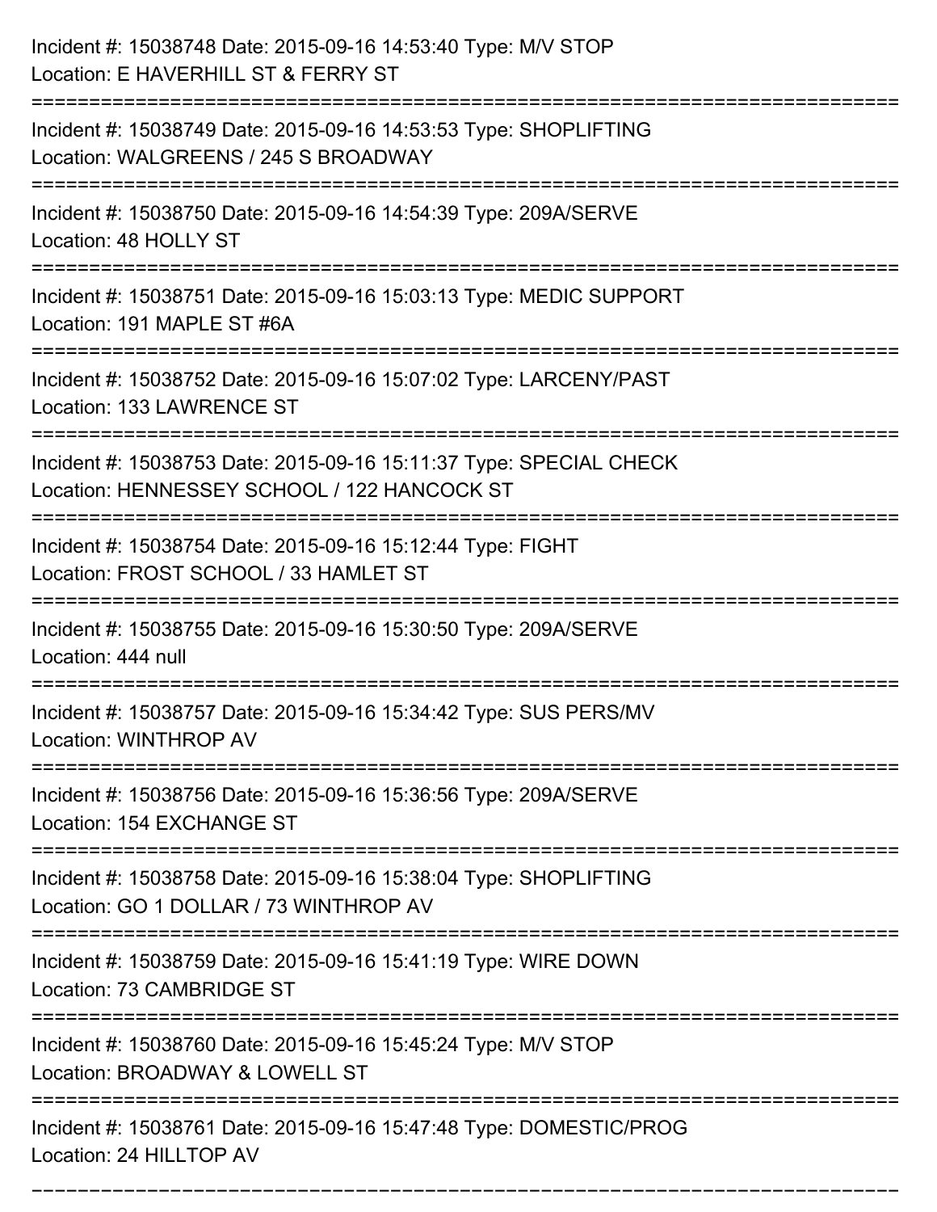Incident #: 15038748 Date: 2015-09-16 14:53:40 Type: M/V STOP
Location: E HAVERHILL ST & FERRY ST

===========================================================================

Incident #: 15038749 Date: 2015-09-16 14:53:53 Type: SHOPLIFTING
Location: WALGREENS / 245 S BROADWAY

===========================================================================

Incident #: 15038750 Date: 2015-09-16 14:54:39 Type: 209A/SERVE
Location: 48 HOLLY ST

===========================================================================

Incident #: 15038751 Date: 2015-09-16 15:03:13 Type: MEDIC SUPPORT
Location: 191 MAPLE ST #6A

===========================================================================

Incident #: 15038752 Date: 2015-09-16 15:07:02 Type: LARCENY/PAST
Location: 133 LAWRENCE ST

===========================================================================

Incident #: 15038753 Date: 2015-09-16 15:11:37 Type: SPECIAL CHECK
Location: HENNESSEY SCHOOL / 122 HANCOCK ST

===========================================================================

Incident #: 15038754 Date: 2015-09-16 15:12:44 Type: FIGHT
Location: FROST SCHOOL / 33 HAMLET ST

===========================================================================

Incident #: 15038755 Date: 2015-09-16 15:30:50 Type: 209A/SERVE
Location: 444 null

===========================================================================

Incident #: 15038757 Date: 2015-09-16 15:34:42 Type: SUS PERS/MV
Location: WINTHROP AV

===========================================================================

Incident #: 15038756 Date: 2015-09-16 15:36:56 Type: 209A/SERVE
Location: 154 EXCHANGE ST

===========================================================================

Incident #: 15038758 Date: 2015-09-16 15:38:04 Type: SHOPLIFTING
Location: GO 1 DOLLAR / 73 WINTHROP AV

===========================================================================

Incident #: 15038759 Date: 2015-09-16 15:41:19 Type: WIRE DOWN
Location: 73 CAMBRIDGE ST

===========================================================================

Incident #: 15038760 Date: 2015-09-16 15:45:24 Type: M/V STOP
Location: BROADWAY & LOWELL ST

===========================================================================

Incident #: 15038761 Date: 2015-09-16 15:47:48 Type: DOMESTIC/PROG
Location: 24 HILLTOP AV

===========================================================================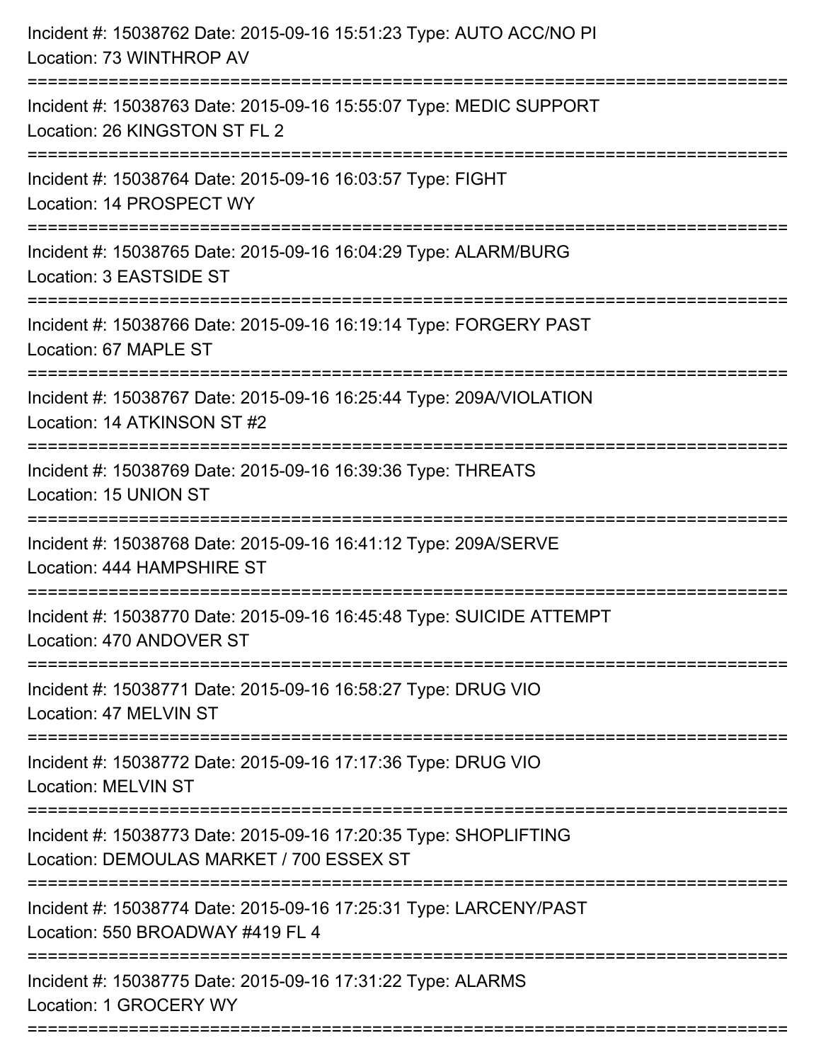Incident #: 15038762 Date: 2015-09-16 15:51:23 Type: AUTO ACC/NO PI
Location: 73 WINTHROP AV

===========================================================================

Incident #: 15038763 Date: 2015-09-16 15:55:07 Type: MEDIC SUPPORT
Location: 26 KINGSTON ST FL 2

===========================================================================

Incident #: 15038764 Date: 2015-09-16 16:03:57 Type: FIGHT
Location: 14 PROSPECT WY

===========================================================================

Incident #: 15038765 Date: 2015-09-16 16:04:29 Type: ALARM/BURG
Location: 3 EASTSIDE ST

===========================================================================

Incident #: 15038766 Date: 2015-09-16 16:19:14 Type: FORGERY PAST
Location: 67 MAPLE ST

===========================================================================

Incident #: 15038767 Date: 2015-09-16 16:25:44 Type: 209A/VIOLATION
Location: 14 ATKINSON ST #2

===========================================================================

Incident #: 15038769 Date: 2015-09-16 16:39:36 Type: THREATS
Location: 15 UNION ST

===========================================================================

Incident #: 15038768 Date: 2015-09-16 16:41:12 Type: 209A/SERVE
Location: 444 HAMPSHIRE ST

===========================================================================

Incident #: 15038770 Date: 2015-09-16 16:45:48 Type: SUICIDE ATTEMPT
Location: 470 ANDOVER ST

===========================================================================

Incident #: 15038771 Date: 2015-09-16 16:58:27 Type: DRUG VIO
Location: 47 MELVIN ST

===========================================================================

Incident #: 15038772 Date: 2015-09-16 17:17:36 Type: DRUG VIO
Location: MELVIN ST

===========================================================================

Incident #: 15038773 Date: 2015-09-16 17:20:35 Type: SHOPLIFTING
Location: DEMOULAS MARKET / 700 ESSEX ST

===========================================================================

Incident #: 15038774 Date: 2015-09-16 17:25:31 Type: LARCENY/PAST
Location: 550 BROADWAY #419 FL 4

===========================================================================

Incident #: 15038775 Date: 2015-09-16 17:31:22 Type: ALARMS
Location: 1 GROCERY WY

===========================================================================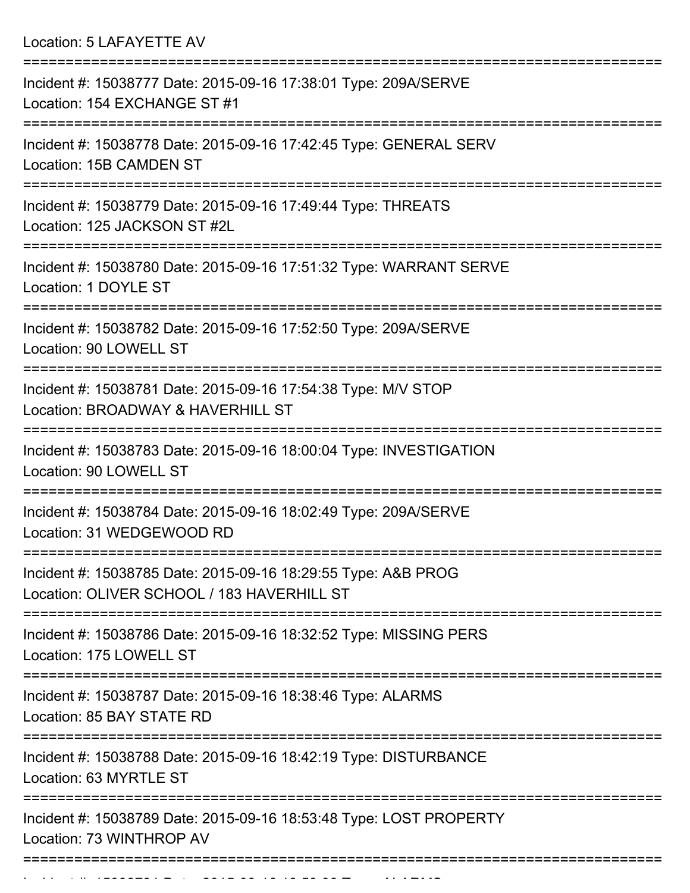Location: 5 LAFAYETTE AV

===========================================================================

Incident #: 15038777 Date: 2015-09-16 17:38:01 Type: 209A/SERVE
Location: 154 EXCHANGE ST #1

===========================================================================

Incident #: 15038778 Date: 2015-09-16 17:42:45 Type: GENERAL SERV
Location: 15B CAMDEN ST

===========================================================================

Incident #: 15038779 Date: 2015-09-16 17:49:44 Type: THREATS
Location: 125 JACKSON ST #2L

===========================================================================

Incident #: 15038780 Date: 2015-09-16 17:51:32 Type: WARRANT SERVE
Location: 1 DOYLE ST

===========================================================================

Incident #: 15038782 Date: 2015-09-16 17:52:50 Type: 209A/SERVE
Location: 90 LOWELL ST

===========================================================================

Incident #: 15038781 Date: 2015-09-16 17:54:38 Type: M/V STOP
Location: BROADWAY & HAVERHILL ST

===========================================================================

Incident #: 15038783 Date: 2015-09-16 18:00:04 Type: INVESTIGATION
Location: 90 LOWELL ST

===========================================================================

Incident #: 15038784 Date: 2015-09-16 18:02:49 Type: 209A/SERVE
Location: 31 WEDGEWOOD RD

===========================================================================

Incident #: 15038785 Date: 2015-09-16 18:29:55 Type: A&B PROG
Location: OLIVER SCHOOL / 183 HAVERHILL ST

===========================================================================

Incident #: 15038786 Date: 2015-09-16 18:32:52 Type: MISSING PERS
Location: 175 LOWELL ST

===========================================================================

Incident #: 15038787 Date: 2015-09-16 18:38:46 Type: ALARMS
Location: 85 BAY STATE RD

===========================================================================

Incident #: 15038788 Date: 2015-09-16 18:42:19 Type: DISTURBANCE
Location: 63 MYRTLE ST

===========================================================================

Incident #: 15038789 Date: 2015-09-16 18:53:48 Type: LOST PROPERTY
Location: 73 WINTHROP AV

===========================================================================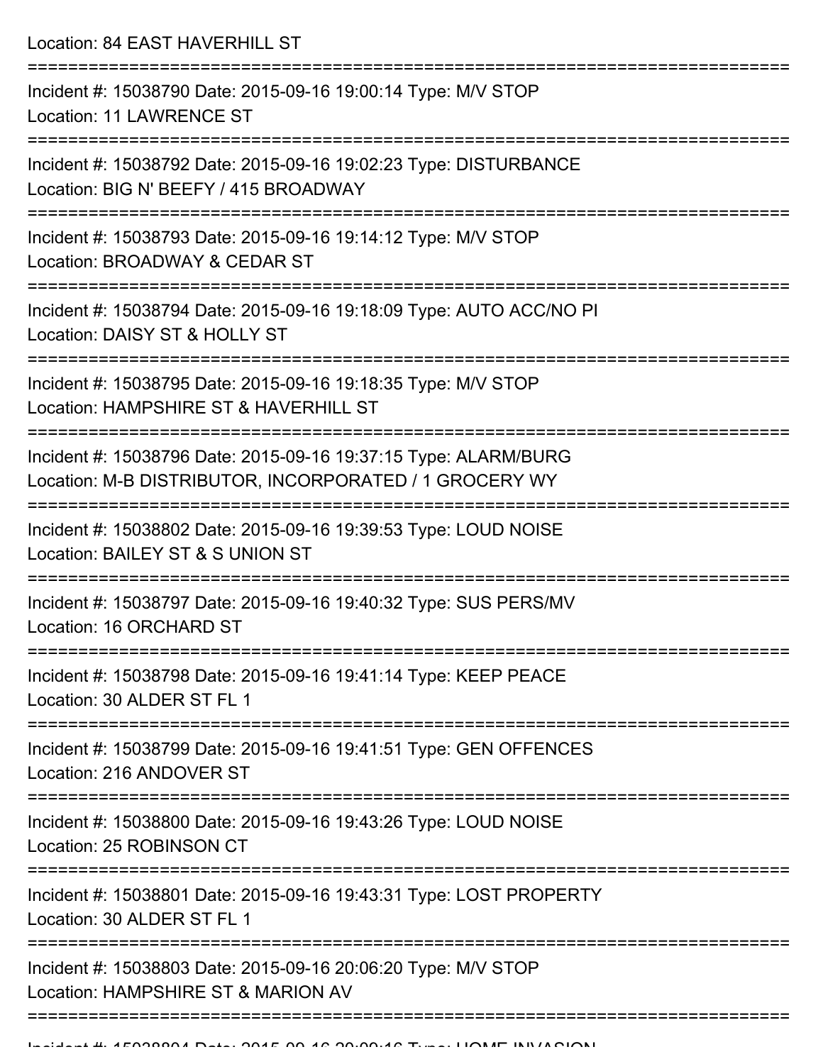Location: 84 EAST HAVERHILL ST

===========================================================================

Incident #: 15038790 Date: 2015-09-16 19:00:14 Type: M/V STOP
Location: 11 LAWRENCE ST

===========================================================================

Incident #: 15038792 Date: 2015-09-16 19:02:23 Type: DISTURBANCE
Location: BIG N' BEEFY / 415 BROADWAY

===========================================================================

Incident #: 15038793 Date: 2015-09-16 19:14:12 Type: M/V STOP
Location: BROADWAY & CEDAR ST

===========================================================================

Incident #: 15038794 Date: 2015-09-16 19:18:09 Type: AUTO ACC/NO PI
Location: DAISY ST & HOLLY ST

===========================================================================

Incident #: 15038795 Date: 2015-09-16 19:18:35 Type: M/V STOP
Location: HAMPSHIRE ST & HAVERHILL ST

===========================================================================

Incident #: 15038796 Date: 2015-09-16 19:37:15 Type: ALARM/BURG
Location: M-B DISTRIBUTOR, INCORPORATED / 1 GROCERY WY

===========================================================================

Incident #: 15038802 Date: 2015-09-16 19:39:53 Type: LOUD NOISE
Location: BAILEY ST & S UNION ST

===========================================================================

Incident #: 15038797 Date: 2015-09-16 19:40:32 Type: SUS PERS/MV
Location: 16 ORCHARD ST

===========================================================================

Incident #: 15038798 Date: 2015-09-16 19:41:14 Type: KEEP PEACE
Location: 30 ALDER ST FL 1

===========================================================================

Incident #: 15038799 Date: 2015-09-16 19:41:51 Type: GEN OFFENCES
Location: 216 ANDOVER ST

===========================================================================

Incident #: 15038800 Date: 2015-09-16 19:43:26 Type: LOUD NOISE
Location: 25 ROBINSON CT

===========================================================================

Incident #: 15038801 Date: 2015-09-16 19:43:31 Type: LOST PROPERTY
Location: 30 ALDER ST FL 1

===========================================================================

Incident #: 15038803 Date: 2015-09-16 20:06:20 Type: M/V STOP
Location: HAMPSHIRE ST & MARION AV

===========================================================================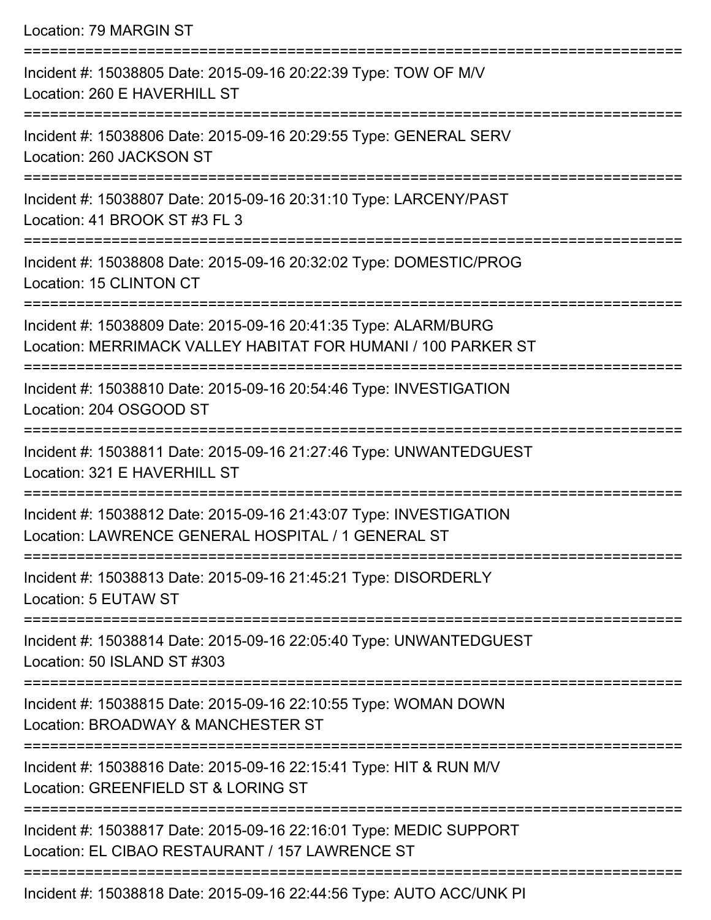Location: 79 MARGIN ST

===========================================================================

Incident #: 15038805 Date: 2015-09-16 20:22:39 Type: TOW OF M/V
Location: 260 E HAVERHILL ST

===========================================================================

Incident #: 15038806 Date: 2015-09-16 20:29:55 Type: GENERAL SERV
Location: 260 JACKSON ST

===========================================================================

Incident #: 15038807 Date: 2015-09-16 20:31:10 Type: LARCENY/PAST
Location: 41 BROOK ST #3 FL 3

===========================================================================

Incident #: 15038808 Date: 2015-09-16 20:32:02 Type: DOMESTIC/PROG
Location: 15 CLINTON CT

===========================================================================

Incident #: 15038809 Date: 2015-09-16 20:41:35 Type: ALARM/BURG
Location: MERRIMACK VALLEY HABITAT FOR HUMANI / 100 PARKER ST

===========================================================================

Incident #: 15038810 Date: 2015-09-16 20:54:46 Type: INVESTIGATION
Location: 204 OSGOOD ST

===========================================================================

Incident #: 15038811 Date: 2015-09-16 21:27:46 Type: UNWANTEDGUEST
Location: 321 E HAVERHILL ST

===========================================================================

Incident #: 15038812 Date: 2015-09-16 21:43:07 Type: INVESTIGATION
Location: LAWRENCE GENERAL HOSPITAL / 1 GENERAL ST

===========================================================================

Incident #: 15038813 Date: 2015-09-16 21:45:21 Type: DISORDERLY
Location: 5 EUTAW ST

===========================================================================

Incident #: 15038814 Date: 2015-09-16 22:05:40 Type: UNWANTEDGUEST
Location: 50 ISLAND ST #303

===========================================================================

Incident #: 15038815 Date: 2015-09-16 22:10:55 Type: WOMAN DOWN
Location: BROADWAY & MANCHESTER ST

===========================================================================

Incident #: 15038816 Date: 2015-09-16 22:15:41 Type: HIT & RUN M/V
Location: GREENFIELD ST & LORING ST

===========================================================================

Incident #: 15038817 Date: 2015-09-16 22:16:01 Type: MEDIC SUPPORT
Location: EL CIBAO RESTAURANT / 157 LAWRENCE ST

===========================================================================

Incident #: 15038818 Date: 2015-09-16 22:44:56 Type: AUTO ACC/UNK PI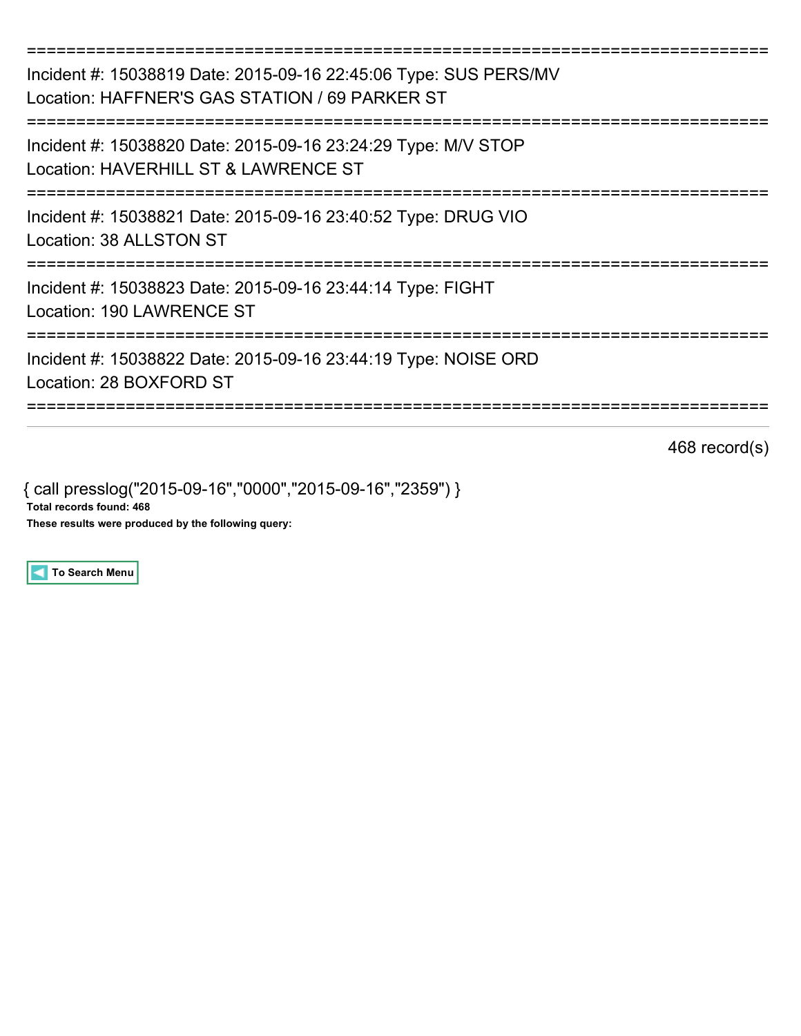===========================================================================

Incident #: 15038819 Date: 2015-09-16 22:45:06 Type: SUS PERS/MV

Location: HAFFNER'S GAS STATION / 69 PARKER ST

===========================================================================

Incident #: 15038820 Date: 2015-09-16 23:24:29 Type: M/V STOP

Location: HAVERHILL ST & LAWRENCE ST

===========================================================================

Incident #: 15038821 Date: 2015-09-16 23:40:52 Type: DRUG VIO

Location: 38 ALLSTON ST

===========================================================================

Incident #: 15038823 Date: 2015-09-16 23:44:14 Type: FIGHT

Location: 190 LAWRENCE ST

===========================================================================

Incident #: 15038822 Date: 2015-09-16 23:44:19 Type: NOISE ORD

Location: 28 BOXFORD ST

===========================================================================

468 record(s)

{ call presslog("2015-09-16","0000","2015-09-16","2359") }

**Total records found: 468**

**These results were produced by the following query:**

**To Search Menu**